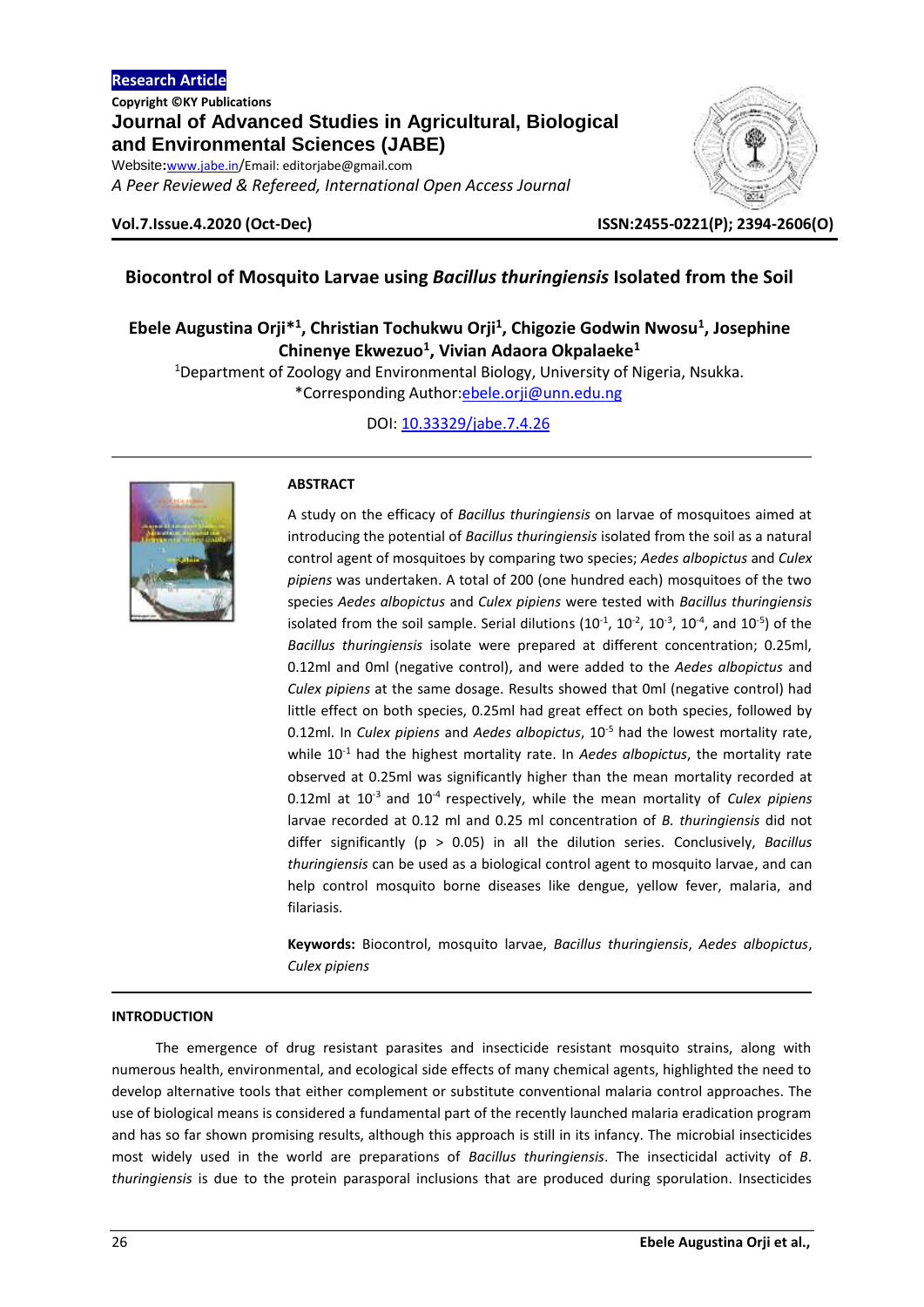Research Article

Copyright ©KY Publications

**Journal of Advanced Studies in Agricultural, Biological and Environmental Sciences (JABE)**

Website:www.jabe.in/Email: editorjabe@gmail.com

*A Peer Reviewed & Refereed, International Open Access Journal*

**Vol.7.Issue.4.2020 (Oct-Dec)** **ISSN:2455-0221(P); 2394-2606(O)**

# Biocontrol of Mosquito Larvae using *Bacillus thuringiensis* Isolated from the Soil

**Ebele Augustina Orji*[1], Christian Tochukwu Orji[1], Chigozie Godwin Nwosu[1], Josephine Chinenye Ekwezuo[1], Vivian Adaora Okpalaeke[1]**

[1]Department of Zoology and Environmental Biology, University of Nigeria, Nsukka.
*Corresponding Author:ebele.orji@unn.edu.ng

DOI: 10.33329/jabe.7.4.26

## ABSTRACT

A study on the efficacy of *Bacillus thuringiensis* on larvae of mosquitoes aimed at introducing the potential of *Bacillus thuringiensis* isolated from the soil as a natural control agent of mosquitoes by comparing two species; *Aedes albopictus* and *Culex pipiens* was undertaken. A total of 200 (one hundred each) mosquitoes of the two species *Aedes albopictus* and *Culex pipiens* were tested with *Bacillus thuringiensis* isolated from the soil sample. Serial dilutions ($10^{-1}$, $10^{-2}$, $10^{-3}$, $10^{-4}$, and $10^{-5}$) of the *Bacillus thuringiensis* isolate were prepared at different concentration; 0.25ml, 0.12ml and 0ml (negative control), and were added to the *Aedes albopictus* and *Culex pipiens* at the same dosage. Results showed that 0ml (negative control) had little effect on both species, 0.25ml had great effect on both species, followed by 0.12ml. In *Culex pipiens* and *Aedes albopictus*, $10^{-5}$ had the lowest mortality rate, while $10^{-1}$ had the highest mortality rate. In *Aedes albopictus*, the mortality rate observed at 0.25ml was significantly higher than the mean mortality recorded at 0.12ml at $10^{-3}$ and $10^{-4}$ respectively, while the mean mortality of *Culex pipiens* larvae recorded at 0.12 ml and 0.25 ml concentration of *B. thuringiensis* did not differ significantly ($p > 0.05$) in all the dilution series. Conclusively, *Bacillus thuringiensis* can be used as a biological control agent to mosquito larvae, and can help control mosquito borne diseases like dengue, yellow fever, malaria, and filariasis.

**Keywords:** Biocontrol, mosquito larvae, *Bacillus thuringiensis*, *Aedes albopictus*, *Culex pipiens*

## INTRODUCTION

The emergence of drug resistant parasites and insecticide resistant mosquito strains, along with numerous health, environmental, and ecological side effects of many chemical agents, highlighted the need to develop alternative tools that either complement or substitute conventional malaria control approaches. The use of biological means is considered a fundamental part of the recently launched malaria eradication program and has so far shown promising results, although this approach is still in its infancy. The microbial insecticides most widely used in the world are preparations of *Bacillus thuringiensis*. The insecticidal activity of *B. thuringiensis* is due to the protein parasporal inclusions that are produced during sporulation. Insecticides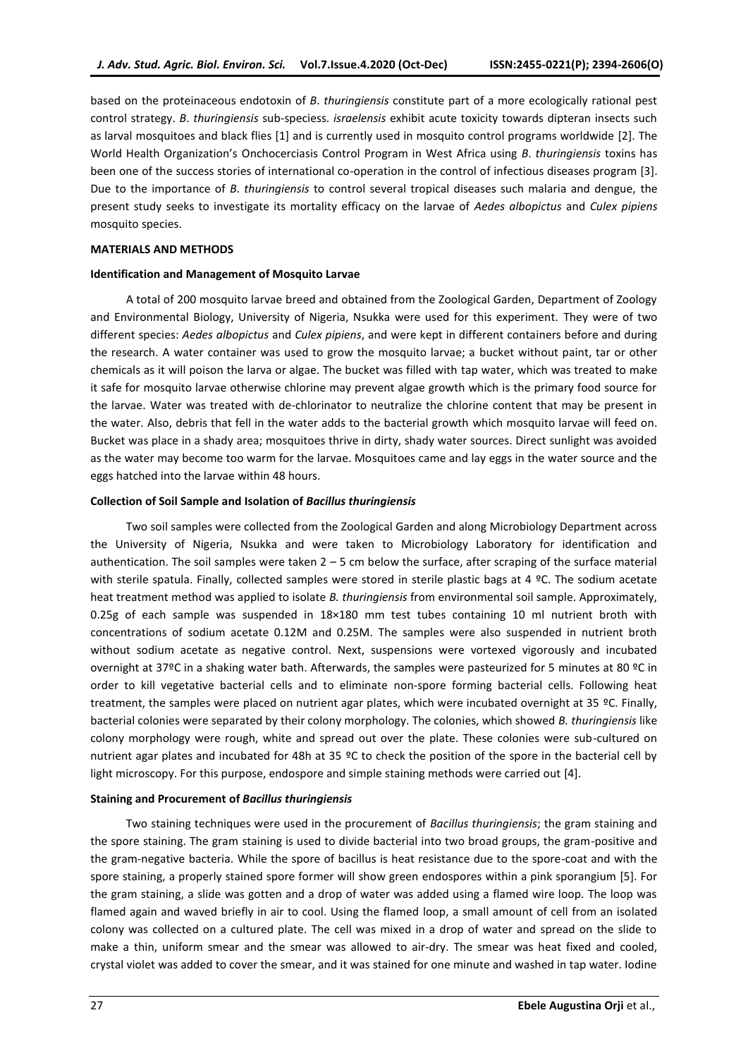based on the proteinaceous endotoxin of *B*. *thuringiensis* constitute part of a more ecologically rational pest control strategy. *B*. *thuringiensis* sub-speciess. *israelensis* exhibit acute toxicity towards dipteran insects such as larval mosquitoes and black flies [1] and is currently used in mosquito control programs worldwide [2]. The World Health Organization's Onchocerciasis Control Program in West Africa using *B*. *thuringiensis* toxins has been one of the success stories of international co-operation in the control of infectious diseases program [3]. Due to the importance of *B*. *thuringiensis* to control several tropical diseases such malaria and dengue, the present study seeks to investigate its mortality efficacy on the larvae of *Aedes albopictus* and *Culex pipiens* mosquito species.

## MATERIALS AND METHODS

### Identification and Management of Mosquito Larvae

A total of 200 mosquito larvae breed and obtained from the Zoological Garden, Department of Zoology and Environmental Biology, University of Nigeria, Nsukka were used for this experiment. They were of two different species: *Aedes albopictus* and *Culex pipiens*, and were kept in different containers before and during the research. A water container was used to grow the mosquito larvae; a bucket without paint, tar or other chemicals as it will poison the larva or algae. The bucket was filled with tap water, which was treated to make it safe for mosquito larvae otherwise chlorine may prevent algae growth which is the primary food source for the larvae. Water was treated with de-chlorinator to neutralize the chlorine content that may be present in the water. Also, debris that fell in the water adds to the bacterial growth which mosquito larvae will feed on. Bucket was place in a shady area; mosquitoes thrive in dirty, shady water sources. Direct sunlight was avoided as the water may become too warm for the larvae. Mosquitoes came and lay eggs in the water source and the eggs hatched into the larvae within 48 hours.

### Collection of Soil Sample and Isolation of *Bacillus thuringiensis*

Two soil samples were collected from the Zoological Garden and along Microbiology Department across the University of Nigeria, Nsukka and were taken to Microbiology Laboratory for identification and authentication. The soil samples were taken 2 – 5 cm below the surface, after scraping of the surface material with sterile spatula. Finally, collected samples were stored in sterile plastic bags at 4 ºC. The sodium acetate heat treatment method was applied to isolate *B. thuringiensis* from environmental soil sample. Approximately, 0.25g of each sample was suspended in 18×180 mm test tubes containing 10 ml nutrient broth with concentrations of sodium acetate 0.12M and 0.25M. The samples were also suspended in nutrient broth without sodium acetate as negative control. Next, suspensions were vortexed vigorously and incubated overnight at 37ºC in a shaking water bath. Afterwards, the samples were pasteurized for 5 minutes at 80 ºC in order to kill vegetative bacterial cells and to eliminate non-spore forming bacterial cells. Following heat treatment, the samples were placed on nutrient agar plates, which were incubated overnight at 35 ºC. Finally, bacterial colonies were separated by their colony morphology. The colonies, which showed *B. thuringiensis* like colony morphology were rough, white and spread out over the plate. These colonies were sub-cultured on nutrient agar plates and incubated for 48h at 35 ºC to check the position of the spore in the bacterial cell by light microscopy. For this purpose, endospore and simple staining methods were carried out [4].

### Staining and Procurement of *Bacillus thuringiensis*

Two staining techniques were used in the procurement of *Bacillus thuringiensis*; the gram staining and the spore staining. The gram staining is used to divide bacterial into two broad groups, the gram-positive and the gram-negative bacteria. While the spore of bacillus is heat resistance due to the spore-coat and with the spore staining, a properly stained spore former will show green endospores within a pink sporangium [5]. For the gram staining, a slide was gotten and a drop of water was added using a flamed wire loop. The loop was flamed again and waved briefly in air to cool. Using the flamed loop, a small amount of cell from an isolated colony was collected on a cultured plate. The cell was mixed in a drop of water and spread on the slide to make a thin, uniform smear and the smear was allowed to air-dry. The smear was heat fixed and cooled, crystal violet was added to cover the smear, and it was stained for one minute and washed in tap water. Iodine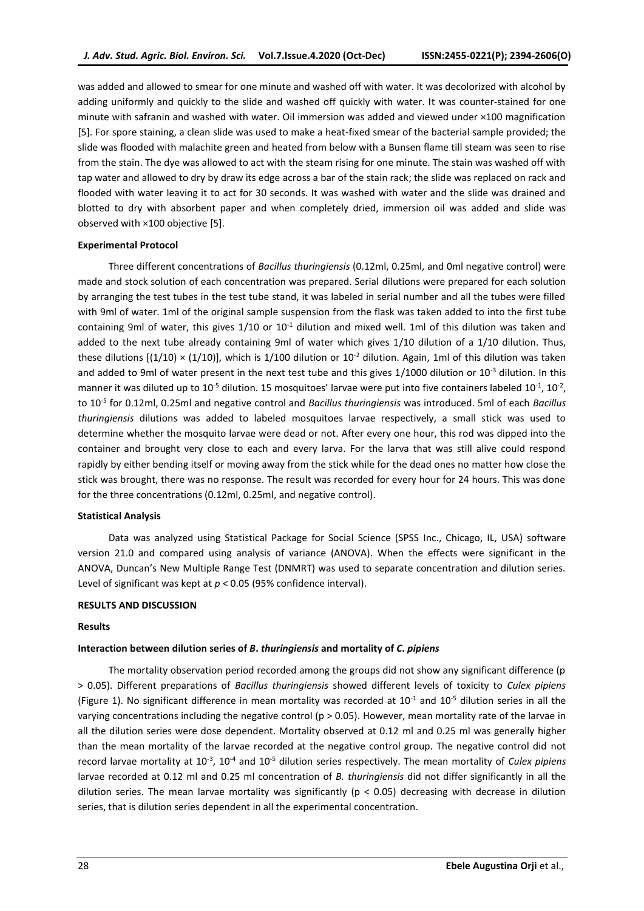was added and allowed to smear for one minute and washed off with water. It was decolorized with alcohol by adding uniformly and quickly to the slide and washed off quickly with water. It was counter-stained for one minute with safranin and washed with water. Oil immersion was added and viewed under ×100 magnification [5]. For spore staining, a clean slide was used to make a heat-fixed smear of the bacterial sample provided; the slide was flooded with malachite green and heated from below with a Bunsen flame till steam was seen to rise from the stain. The dye was allowed to act with the steam rising for one minute. The stain was washed off with tap water and allowed to dry by draw its edge across a bar of the stain rack; the slide was replaced on rack and flooded with water leaving it to act for 30 seconds. It was washed with water and the slide was drained and blotted to dry with absorbent paper and when completely dried, immersion oil was added and slide was observed with ×100 objective [5].

**Experimental Protocol**

Three different concentrations of *Bacillus thuringiensis* (0.12ml, 0.25ml, and 0ml negative control) were made and stock solution of each concentration was prepared. Serial dilutions were prepared for each solution by arranging the test tubes in the test tube stand, it was labeled in serial number and all the tubes were filled with 9ml of water. 1ml of the original sample suspension from the flask was taken added to into the first tube containing 9ml of water, this gives 1/10 or $10^{-1}$ dilution and mixed well. 1ml of this dilution was taken and added to the next tube already containing 9ml of water which gives 1/10 dilution of a 1/10 dilution. Thus, these dilutions $[(1/10) \times (1/10)]$, which is 1/100 dilution or $10^{-2}$ dilution. Again, 1ml of this dilution was taken and added to 9ml of water present in the next test tube and this gives 1/1000 dilution or $10^{-3}$ dilution. In this manner it was diluted up to $10^{-5}$ dilution. 15 mosquitoes' larvae were put into five containers labeled $10^{-1}$, $10^{-2}$, to $10^{-5}$ for 0.12ml, 0.25ml and negative control and *Bacillus thuringiensis* was introduced. 5ml of each *Bacillus thuringiensis* dilutions was added to labeled mosquitoes larvae respectively, a small stick was used to determine whether the mosquito larvae were dead or not. After every one hour, this rod was dipped into the container and brought very close to each and every larva. For the larva that was still alive could respond rapidly by either bending itself or moving away from the stick while for the dead ones no matter how close the stick was brought, there was no response. The result was recorded for every hour for 24 hours. This was done for the three concentrations (0.12ml, 0.25ml, and negative control).

**Statistical Analysis**

Data was analyzed using Statistical Package for Social Science (SPSS Inc., Chicago, IL, USA) software version 21.0 and compared using analysis of variance (ANOVA). When the effects were significant in the ANOVA, Duncan's New Multiple Range Test (DNMRT) was used to separate concentration and dilution series. Level of significant was kept at $p < 0.05$ (95% confidence interval).

**RESULTS AND DISCUSSION**

**Results**

**Interaction between dilution series of *B*. *thuringiensis* and mortality of *C*. *pipiens***

The mortality observation period recorded among the groups did not show any significant difference ($p > 0.05$). Different preparations of *Bacillus thuringiensis* showed different levels of toxicity to *Culex pipiens* (Figure 1). No significant difference in mean mortality was recorded at $10^{-1}$ and $10^{-5}$ dilution series in all the varying concentrations including the negative control ($p > 0.05$). However, mean mortality rate of the larvae in all the dilution series were dose dependent. Mortality observed at 0.12 ml and 0.25 ml was generally higher than the mean mortality of the larvae recorded at the negative control group. The negative control did not record larvae mortality at $10^{-3}$, $10^{-4}$ and $10^{-5}$ dilution series respectively. The mean mortality of *Culex pipiens* larvae recorded at 0.12 ml and 0.25 ml concentration of *B. thuringiensis* did not differ significantly in all the dilution series. The mean larvae mortality was significantly ($p < 0.05$) decreasing with decrease in dilution series, that is dilution series dependent in all the experimental concentration.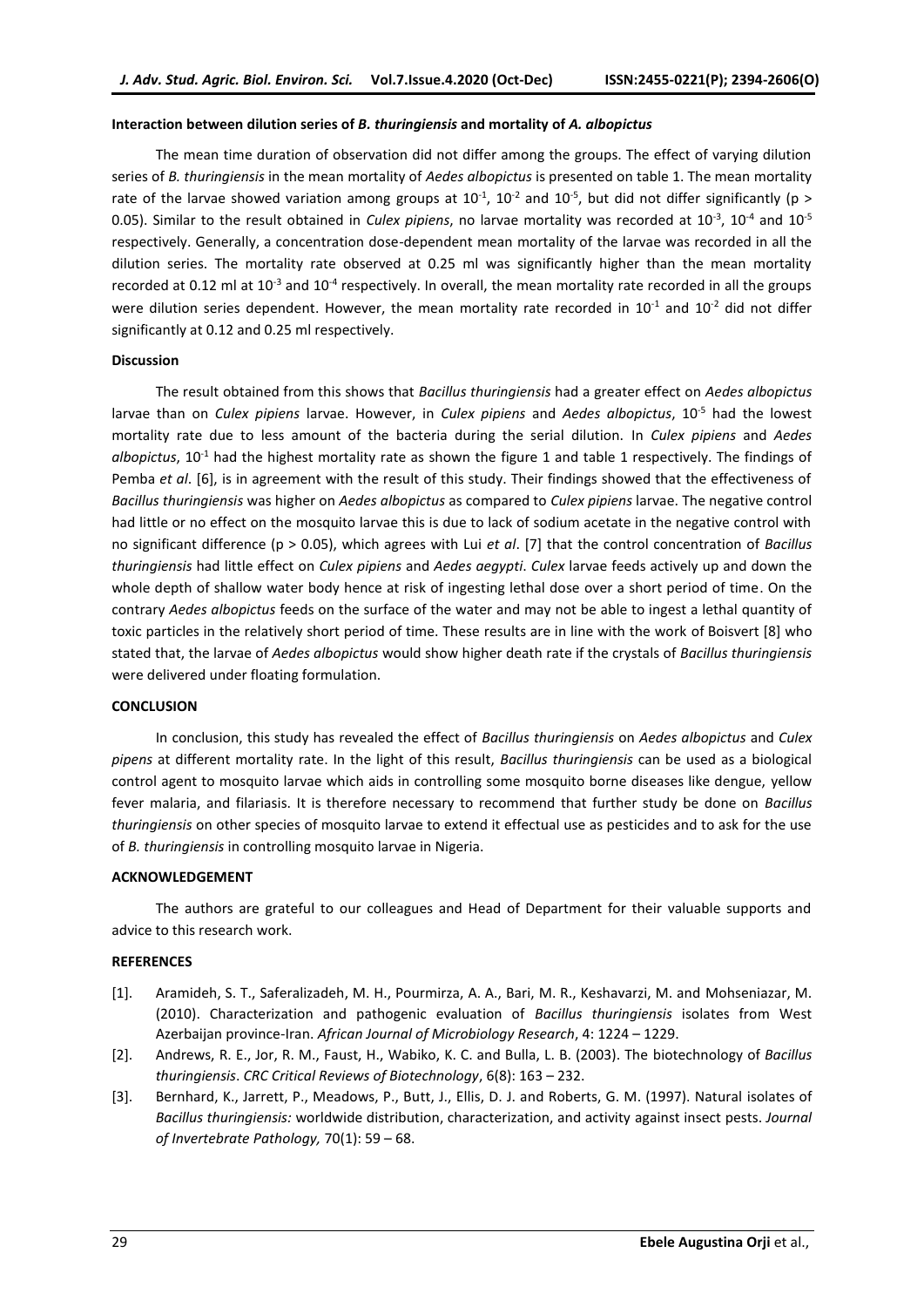**Interaction between dilution series of *B. thuringiensis* and mortality of *A. albopictus***

The mean time duration of observation did not differ among the groups. The effect of varying dilution series of *B. thuringiensis* in the mean mortality of *Aedes albopictus* is presented on table 1. The mean mortality rate of the larvae showed variation among groups at $10^{-1}$, $10^{-2}$ and $10^{-5}$, but did not differ significantly ($p > 0.05$). Similar to the result obtained in *Culex pipiens*, no larvae mortality was recorded at $10^{-3}$, $10^{-4}$ and $10^{-5}$ respectively. Generally, a concentration dose-dependent mean mortality of the larvae was recorded in all the dilution series. The mortality rate observed at 0.25 ml was significantly higher than the mean mortality recorded at 0.12 ml at $10^{-3}$ and $10^{-4}$ respectively. In overall, the mean mortality rate recorded in all the groups were dilution series dependent. However, the mean mortality rate recorded in $10^{-1}$ and $10^{-2}$ did not differ significantly at 0.12 and 0.25 ml respectively.

**Discussion**

The result obtained from this shows that *Bacillus thuringiensis* had a greater effect on *Aedes albopictus* larvae than on *Culex pipiens* larvae. However, in *Culex pipiens* and *Aedes albopictus*, $10^{-5}$ had the lowest mortality rate due to less amount of the bacteria during the serial dilution. In *Culex pipiens* and *Aedes albopictus*, $10^{-1}$ had the highest mortality rate as shown the figure 1 and table 1 respectively. The findings of Pemba *et al*. [6], is in agreement with the result of this study. Their findings showed that the effectiveness of *Bacillus thuringiensis* was higher on *Aedes albopictus* as compared to *Culex pipiens* larvae. The negative control had little or no effect on the mosquito larvae this is due to lack of sodium acetate in the negative control with no significant difference ($p > 0.05$), which agrees with Lui *et al*. [7] that the control concentration of *Bacillus thuringiensis* had little effect on *Culex pipiens* and *Aedes aegypti*. *Culex* larvae feeds actively up and down the whole depth of shallow water body hence at risk of ingesting lethal dose over a short period of time. On the contrary *Aedes albopictus* feeds on the surface of the water and may not be able to ingest a lethal quantity of toxic particles in the relatively short period of time. These results are in line with the work of Boisvert [8] who stated that, the larvae of *Aedes albopictus* would show higher death rate if the crystals of *Bacillus thuringiensis* were delivered under floating formulation.

**CONCLUSION**

In conclusion, this study has revealed the effect of *Bacillus thuringiensis* on *Aedes albopictus* and *Culex pipens* at different mortality rate. In the light of this result, *Bacillus thuringiensis* can be used as a biological control agent to mosquito larvae which aids in controlling some mosquito borne diseases like dengue, yellow fever malaria, and filariasis. It is therefore necessary to recommend that further study be done on *Bacillus thuringiensis* on other species of mosquito larvae to extend it effectual use as pesticides and to ask for the use of *B. thuringiensis* in controlling mosquito larvae in Nigeria.

**ACKNOWLEDGEMENT**

The authors are grateful to our colleagues and Head of Department for their valuable supports and advice to this research work.

**REFERENCES**

[1]. Aramideh, S. T., Saferalizadeh, M. H., Pourmirza, A. A., Bari, M. R., Keshavarzi, M. and Mohseniazar, M. (2010). Characterization and pathogenic evaluation of *Bacillus thuringiensis* isolates from West Azerbaijan province-Iran. *African Journal of Microbiology Research*, 4: 1224 – 1229.

[2]. Andrews, R. E., Jor, R. M., Faust, H., Wabiko, K. C. and Bulla, L. B. (2003). The biotechnology of *Bacillus thuringiensis*. *CRC Critical Reviews of Biotechnology*, 6(8): 163 – 232.

[3]. Bernhard, K., Jarrett, P., Meadows, P., Butt, J., Ellis, D. J. and Roberts, G. M. (1997). Natural isolates of *Bacillus thuringiensis:* worldwide distribution, characterization, and activity against insect pests. *Journal of Invertebrate Pathology,* 70(1): 59 – 68.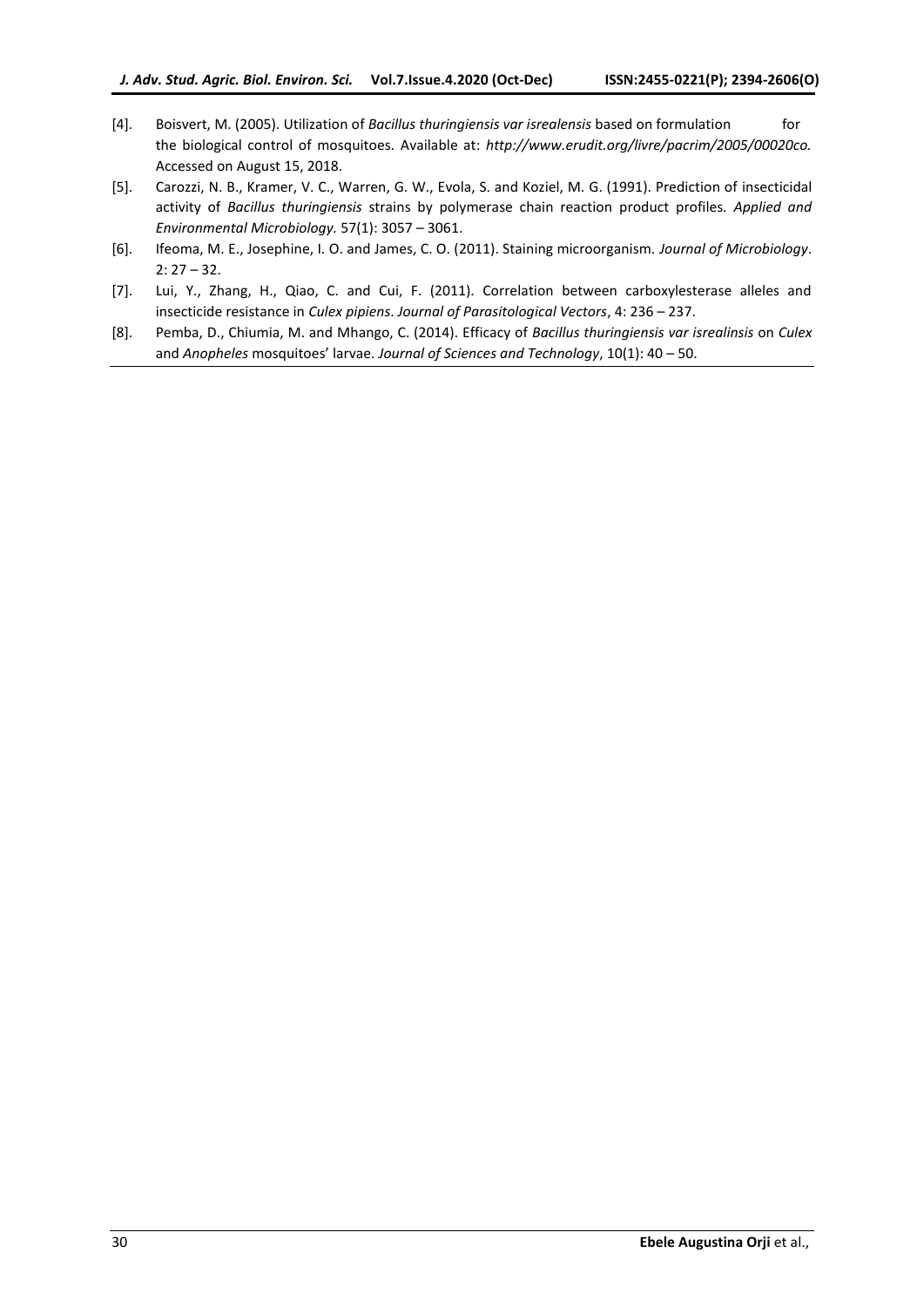[4]. Boisvert, M. (2005). Utilization of *Bacillus thuringiensis var isrealensis* based on formulation for the biological control of mosquitoes. Available at: *http://www.erudit.org/livre/pacrim/2005/00020co.* Accessed on August 15, 2018.

[5]. Carozzi, N. B., Kramer, V. C., Warren, G. W., Evola, S. and Koziel, M. G. (1991). Prediction of insecticidal activity of *Bacillus thuringiensis* strains by polymerase chain reaction product profiles. *Applied and Environmental Microbiology.* 57(1): 3057 – 3061.

[6]. Ifeoma, M. E., Josephine, I. O. and James, C. O. (2011). Staining microorganism. *Journal of Microbiology*. 2: 27 – 32.

[7]. Lui, Y., Zhang, H., Qiao, C. and Cui, F. (2011). Correlation between carboxylesterase alleles and insecticide resistance in *Culex pipiens*. *Journal of Parasitological Vectors*, 4: 236 – 237.

[8]. Pemba, D., Chiumia, M. and Mhango, C. (2014). Efficacy of *Bacillus thuringiensis var isrealinsis* on *Culex* and *Anopheles* mosquitoes' larvae. *Journal of Sciences and Technology*, 10(1): 40 – 50.